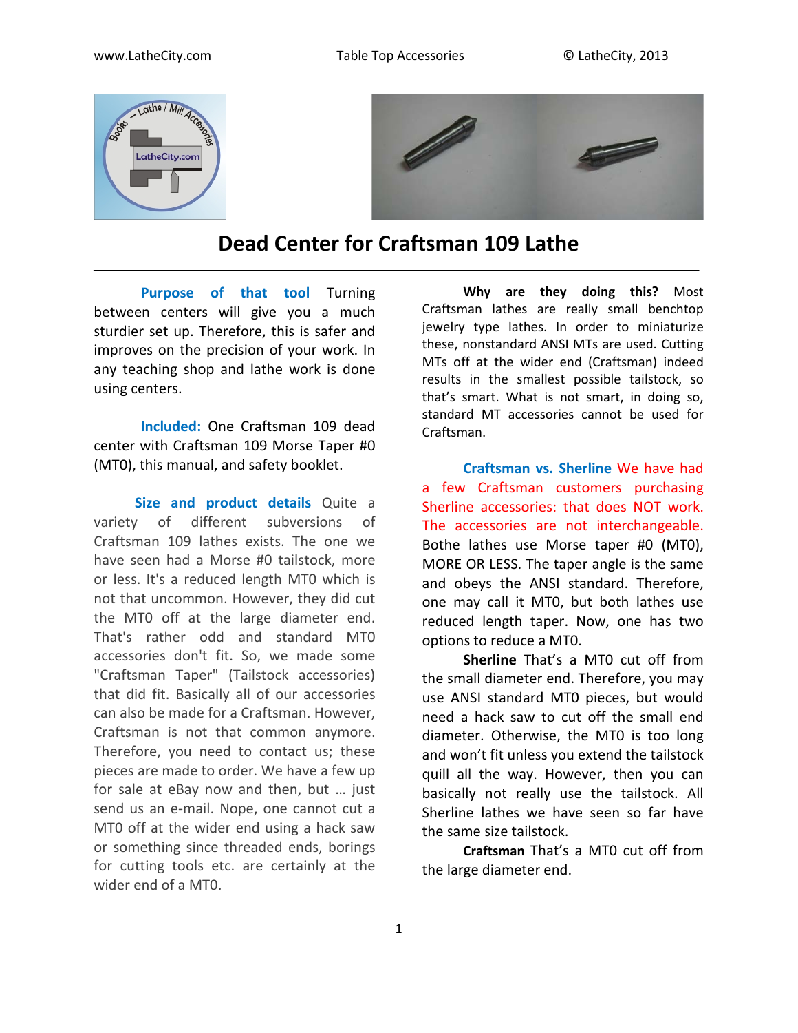# Dead Center for Craftsman 109 Lathe

**Purpose of that tool** Turning between centers will give you a much sturdier set up. Therefore, this is safer and improves on the precision of your work. In any teaching shop and lathe work is done using centers.

**Included:** One Craftsman 109 dead center with Craftsman 109 Morse Taper #0 (MT0), this manual, and safety booklet.

**Size and product details** Quite a variety of different subversions of Craftsman 109 lathes exists. The one we have seen had a Morse #0 tailstock, more or less. It's a reduced length MT0 which is not that uncommon. However, they did cut the MT0 off at the large diameter end. That's rather odd and standard MT0 accessories don't fit. So, we made some "Craftsman Taper" (Tailstock accessories) that did fit. Basically all of our accessories can also be made for a Craftsman. However, Craftsman is not that common anymore. Therefore, you need to contact us; these pieces are made to order. We have a few up for sale at eBay now and then, but … just send us an e-mail. Nope, one cannot cut a MT0 off at the wider end using a hack saw or something since threaded ends, borings for cutting tools etc. are certainly at the wider end of a MT0.

**Why are they doing this?** Most Craftsman lathes are really small benchtop jewelry type lathes. In order to miniaturize these, nonstandard ANSI MTs are used. Cutting MTs off at the wider end (Craftsman) indeed results in the smallest possible tailstock, so that's smart. What is not smart, in doing so, standard MT accessories cannot be used for Craftsman.

**Craftsman vs. Sherline** We have had a few Craftsman customers purchasing Sherline accessories: that does NOT work. The accessories are not interchangeable. Bothe lathes use Morse taper #0 (MT0), MORE OR LESS. The taper angle is the same and obeys the ANSI standard. Therefore, one may call it MT0, but both lathes use reduced length taper. Now, one has two options to reduce a MT0.

**Sherline** That's a MT0 cut off from the small diameter end. Therefore, you may use ANSI standard MT0 pieces, but would need a hack saw to cut off the small end diameter. Otherwise, the MT0 is too long and won't fit unless you extend the tailstock quill all the way. However, then you can basically not really use the tailstock. All Sherline lathes we have seen so far have the same size tailstock.

**Craftsman** That's a MT0 cut off from the large diameter end.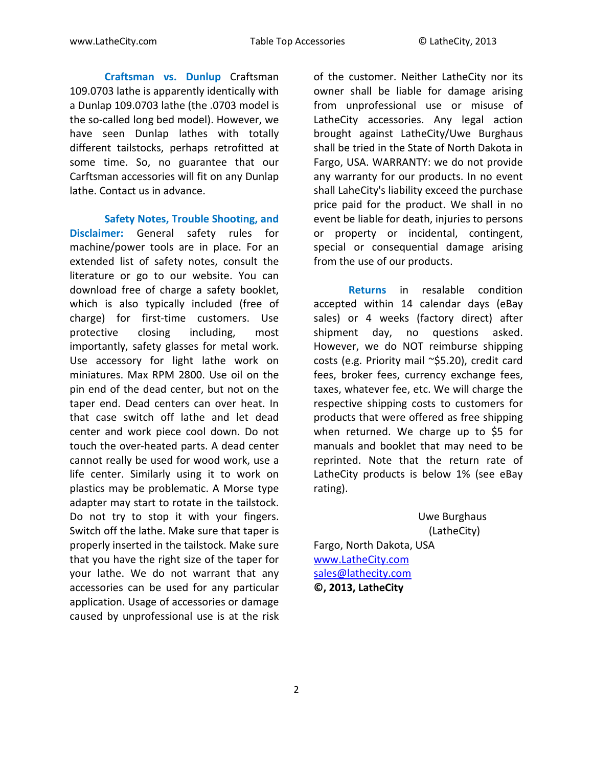**Craftsman vs. Dunlup** Craftsman 109.0703 lathe is apparently identically with a Dunlap 109.0703 lathe (the .0703 model is the so-called long bed model). However, we have seen Dunlap lathes with totally different tailstocks, perhaps retrofitted at some time. So, no guarantee that our Carftsman accessories will fit on any Dunlap lathe. Contact us in advance.

**Safety Notes, Trouble Shooting, and Disclaimer:** General safety rules for machine/power tools are in place. For an extended list of safety notes, consult the literature or go to our website. You can download free of charge a safety booklet, which is also typically included (free of charge) for first-time customers. Use protective closing including, most importantly, safety glasses for metal work. Use accessory for light lathe work on miniatures. Max RPM 2800. Use oil on the pin end of the dead center, but not on the taper end. Dead centers can over heat. In that case switch off lathe and let dead center and work piece cool down. Do not touch the over-heated parts. A dead center cannot really be used for wood work, use a life center. Similarly using it to work on plastics may be problematic. A Morse type adapter may start to rotate in the tailstock. Do not try to stop it with your fingers. Switch off the lathe. Make sure that taper is properly inserted in the tailstock. Make sure that you have the right size of the taper for your lathe. We do not warrant that any accessories can be used for any particular application. Usage of accessories or damage caused by unprofessional use is at the risk of the customer. Neither LatheCity nor its owner shall be liable for damage arising from unprofessional use or misuse of LatheCity accessories. Any legal action brought against LatheCity/Uwe Burghaus shall be tried in the State of North Dakota in Fargo, USA. WARRANTY: we do not provide any warranty for our products. In no event shall LaheCity's liability exceed the purchase price paid for the product. We shall in no event be liable for death, injuries to persons or property or incidental, contingent, special or consequential damage arising from the use of our products.

**Returns** in resalable condition accepted within 14 calendar days (eBay sales) or 4 weeks (factory direct) after shipment day, no questions asked. However, we do NOT reimburse shipping costs (e.g. Priority mail ~$5.20), credit card fees, broker fees, currency exchange fees, taxes, whatever fee, etc. We will charge the respective shipping costs to customers for products that were offered as free shipping when returned. We charge up to $5 for manuals and booklet that may need to be reprinted. Note that the return rate of LatheCity products is below 1% (see eBay rating).

Uwe Burghaus
(LatheCity)

Fargo, North Dakota, USA
www.LatheCity.com
sales@lathecity.com
**©, 2013, LatheCity**